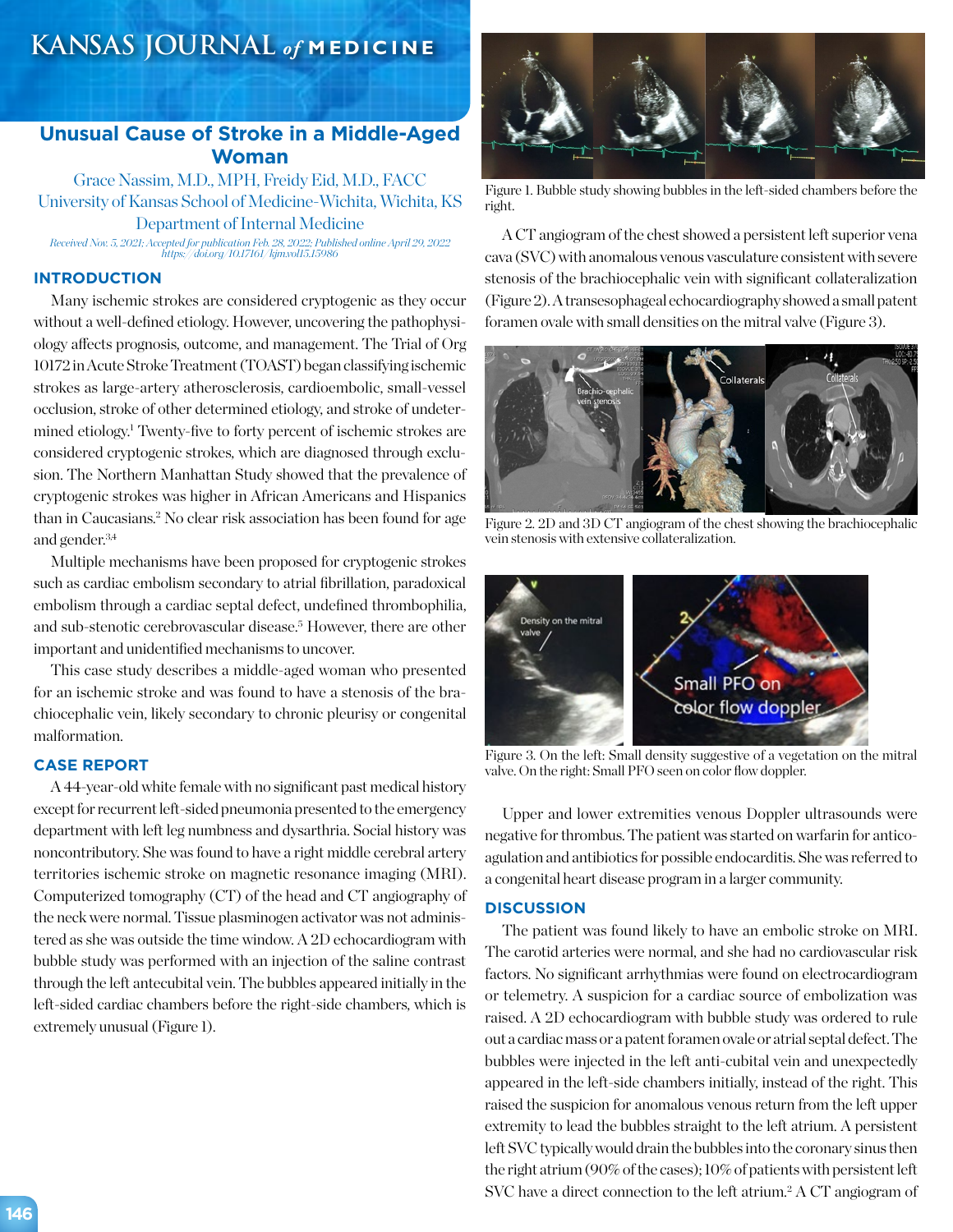# Unusual Cause of Stroke in a Middle-Aged Woman

Grace Nassim, M.D., MPH, Freidy Eid, M.D., FACC
University of Kansas School of Medicine-Wichita, Wichita, KS
Department of Internal Medicine

*Received Nov. 5, 2021; Accepted for publication Feb. 28, 2022; Published online April 29, 2022*
*https://doi.org/10.17161/kjm.vol15.15986*

## INTRODUCTION

Many ischemic strokes are considered cryptogenic as they occur without a well-defined etiology. However, uncovering the pathophysiology affects prognosis, outcome, and management. The Trial of Org 10172 in Acute Stroke Treatment (TOAST) began classifying ischemic strokes as large-artery atherosclerosis, cardioembolic, small-vessel occlusion, stroke of other determined etiology, and stroke of undetermined etiology.[1] Twenty-five to forty percent of ischemic strokes are considered cryptogenic strokes, which are diagnosed through exclusion. The Northern Manhattan Study showed that the prevalence of cryptogenic strokes was higher in African Americans and Hispanics than in Caucasians.[2] No clear risk association has been found for age and gender.[3,4]

Multiple mechanisms have been proposed for cryptogenic strokes such as cardiac embolism secondary to atrial fibrillation, paradoxical embolism through a cardiac septal defect, undefined thrombophilia, and sub-stenotic cerebrovascular disease.[5] However, there are other important and unidentified mechanisms to uncover.

This case study describes a middle-aged woman who presented for an ischemic stroke and was found to have a stenosis of the brachiocephalic vein, likely secondary to chronic pleurisy or congenital malformation.

## CASE REPORT

A 44-year-old white female with no significant past medical history except for recurrent left-sided pneumonia presented to the emergency department with left leg numbness and dysarthria. Social history was noncontributory. She was found to have a right middle cerebral artery territories ischemic stroke on magnetic resonance imaging (MRI). Computerized tomography (CT) of the head and CT angiography of the neck were normal. Tissue plasminogen activator was not administered as she was outside the time window. A 2D echocardiogram with bubble study was performed with an injection of the saline contrast through the left antecubital vein. The bubbles appeared initially in the left-sided cardiac chambers before the right-side chambers, which is extremely unusual (Figure 1).

Figure 1. Bubble study showing bubbles in the left-sided chambers before the right.

A CT angiogram of the chest showed a persistent left superior vena cava (SVC) with anomalous venous vasculature consistent with severe stenosis of the brachiocephalic vein with significant collateralization (Figure 2). A transesophageal echocardiography showed a small patent foramen ovale with small densities on the mitral valve (Figure 3).

Figure 2. 2D and 3D CT angiogram of the chest showing the brachiocephalic vein stenosis with extensive collateralization.

Figure 3. On the left: Small density suggestive of a vegetation on the mitral valve. On the right: Small PFO seen on color flow doppler.

Upper and lower extremities venous Doppler ultrasounds were negative for thrombus. The patient was started on warfarin for anticoagulation and antibiotics for possible endocarditis. She was referred to a congenital heart disease program in a larger community.

## DISCUSSION

The patient was found likely to have an embolic stroke on MRI. The carotid arteries were normal, and she had no cardiovascular risk factors. No significant arrhythmias were found on electrocardiogram or telemetry. A suspicion for a cardiac source of embolization was raised. A 2D echocardiogram with bubble study was ordered to rule out a cardiac mass or a patent foramen ovale or atrial septal defect. The bubbles were injected in the left anti-cubital vein and unexpectedly appeared in the left-side chambers initially, instead of the right. This raised the suspicion for anomalous venous return from the left upper extremity to lead the bubbles straight to the left atrium. A persistent left SVC typically would drain the bubbles into the coronary sinus then the right atrium (90% of the cases); 10% of patients with persistent left SVC have a direct connection to the left atrium.[2] A CT angiogram of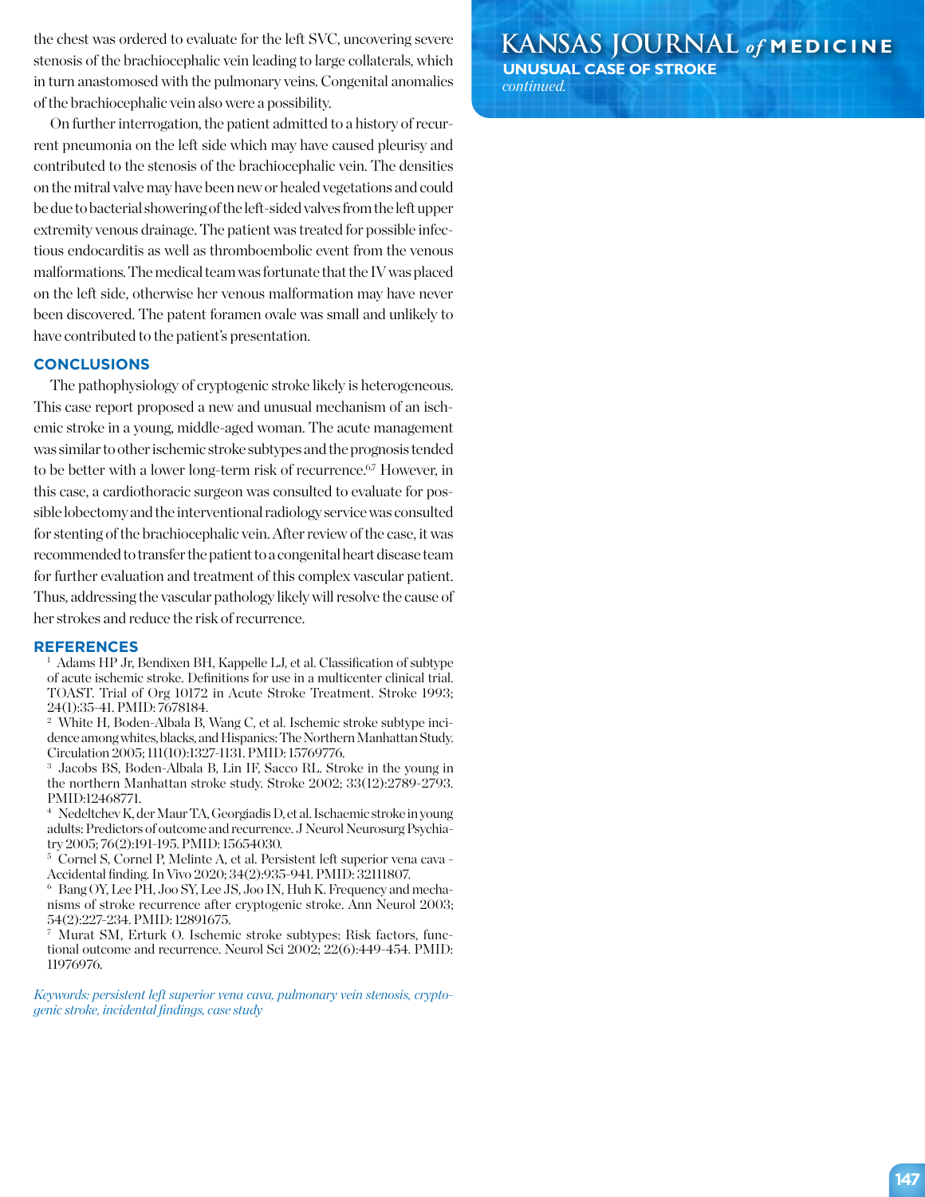the chest was ordered to evaluate for the left SVC, uncovering severe stenosis of the brachiocephalic vein leading to large collaterals, which in turn anastomosed with the pulmonary veins. Congenital anomalies of the brachiocephalic vein also were a possibility.

On further interrogation, the patient admitted to a history of recurrent pneumonia on the left side which may have caused pleurisy and contributed to the stenosis of the brachiocephalic vein. The densities on the mitral valve may have been new or healed vegetations and could be due to bacterial showering of the left-sided valves from the left upper extremity venous drainage. The patient was treated for possible infectious endocarditis as well as thromboembolic event from the venous malformations. The medical team was fortunate that the IV was placed on the left side, otherwise her venous malformation may have never been discovered. The patent foramen ovale was small and unlikely to have contributed to the patient's presentation.

## CONCLUSIONS

The pathophysiology of cryptogenic stroke likely is heterogeneous. This case report proposed a new and unusual mechanism of an ischemic stroke in a young, middle-aged woman. The acute management was similar to other ischemic stroke subtypes and the prognosis tended to be better with a lower long-term risk of recurrence.[6,7] However, in this case, a cardiothoracic surgeon was consulted to evaluate for possible lobectomy and the interventional radiology service was consulted for stenting of the brachiocephalic vein. After review of the case, it was recommended to transfer the patient to a congenital heart disease team for further evaluation and treatment of this complex vascular patient. Thus, addressing the vascular pathology likely will resolve the cause of her strokes and reduce the risk of recurrence.

## REFERENCES

1. Adams HP Jr, Bendixen BH, Kappelle LJ, et al. Classification of subtype of acute ischemic stroke. Definitions for use in a multicenter clinical trial. TOAST. Trial of Org 10172 in Acute Stroke Treatment. Stroke 1993; 24(1):35-41. PMID: 7678184.
2. White H, Boden-Albala B, Wang C, et al. Ischemic stroke subtype incidence among whites, blacks, and Hispanics: The Northern Manhattan Study. Circulation 2005; 111(10):1327-1131. PMID: 15769776.
3. Jacobs BS, Boden-Albala B, Lin IF, Sacco RL. Stroke in the young in the northern Manhattan stroke study. Stroke 2002; 33(12):2789-2793. PMID:12468771.
4. Nedeltchev K, der Maur TA, Georgiadis D, et al. Ischaemic stroke in young adults: Predictors of outcome and recurrence. J Neurol Neurosurg Psychiatry 2005; 76(2):191-195. PMID: 15654030.
5. Cornel S, Cornel P, Melinte A, et al. Persistent left superior vena cava - Accidental finding. In Vivo 2020; 34(2):935-941. PMID: 32111807.
6. Bang OY, Lee PH, Joo SY, Lee JS, Joo IN, Huh K. Frequency and mechanisms of stroke recurrence after cryptogenic stroke. Ann Neurol 2003; 54(2):227-234. PMID: 12891675.
7. Murat SM, Erturk O. Ischemic stroke subtypes: Risk factors, functional outcome and recurrence. Neurol Sci 2002; 22(6):449-454. PMID: 11976976.

*Keywords: persistent left superior vena cava, pulmonary vein stenosis, cryptogenic stroke, incidental findings, case study*